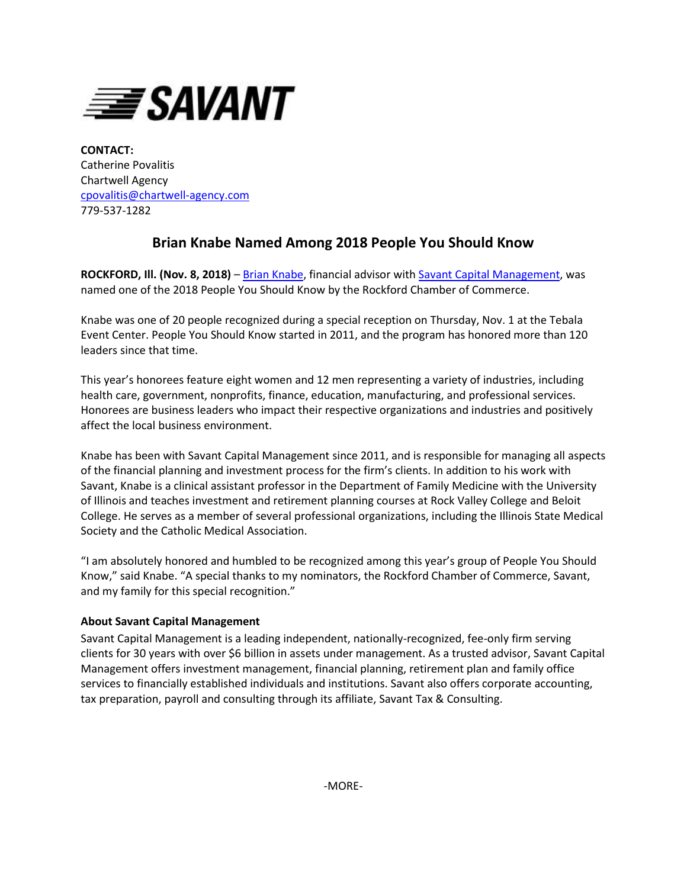SAVANT

**CONTACT:**
Catherine Povalitis
Chartwell Agency
cpovalitis@chartwell-agency.com
779-537-1282

## Brian Knabe Named Among 2018 People You Should Know

**ROCKFORD, Ill. (Nov. 8, 2018)** – Brian Knabe, financial advisor with Savant Capital Management, was named one of the 2018 People You Should Know by the Rockford Chamber of Commerce.

Knabe was one of 20 people recognized during a special reception on Thursday, Nov. 1 at the Tebala Event Center. People You Should Know started in 2011, and the program has honored more than 120 leaders since that time.

This year's honorees feature eight women and 12 men representing a variety of industries, including health care, government, nonprofits, finance, education, manufacturing, and professional services. Honorees are business leaders who impact their respective organizations and industries and positively affect the local business environment.

Knabe has been with Savant Capital Management since 2011, and is responsible for managing all aspects of the financial planning and investment process for the firm's clients. In addition to his work with Savant, Knabe is a clinical assistant professor in the Department of Family Medicine with the University of Illinois and teaches investment and retirement planning courses at Rock Valley College and Beloit College. He serves as a member of several professional organizations, including the Illinois State Medical Society and the Catholic Medical Association.

"I am absolutely honored and humbled to be recognized among this year's group of People You Should Know," said Knabe. "A special thanks to my nominators, the Rockford Chamber of Commerce, Savant, and my family for this special recognition."

**About Savant Capital Management**
Savant Capital Management is a leading independent, nationally-recognized, fee-only firm serving clients for 30 years with over $6 billion in assets under management. As a trusted advisor, Savant Capital Management offers investment management, financial planning, retirement plan and family office services to financially established individuals and institutions. Savant also offers corporate accounting, tax preparation, payroll and consulting through its affiliate, Savant Tax & Consulting.

-MORE-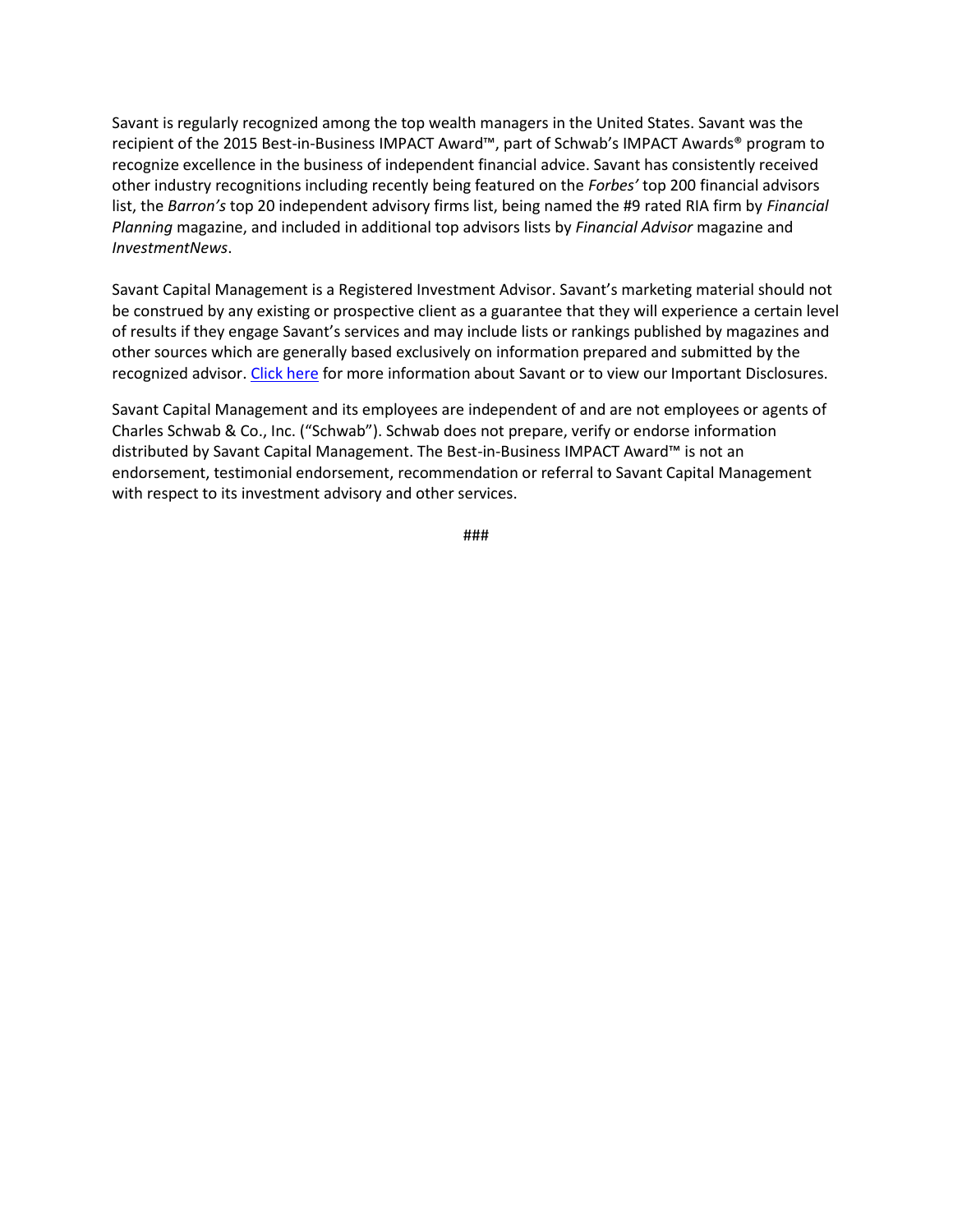Savant is regularly recognized among the top wealth managers in the United States. Savant was the recipient of the 2015 Best-in-Business IMPACT Award™, part of Schwab's IMPACT Awards® program to recognize excellence in the business of independent financial advice. Savant has consistently received other industry recognitions including recently being featured on the *Forbes'* top 200 financial advisors list, the *Barron's* top 20 independent advisory firms list, being named the #9 rated RIA firm by *Financial Planning* magazine, and included in additional top advisors lists by *Financial Advisor* magazine and *InvestmentNews*.

Savant Capital Management is a Registered Investment Advisor. Savant's marketing material should not be construed by any existing or prospective client as a guarantee that they will experience a certain level of results if they engage Savant's services and may include lists or rankings published by magazines and other sources which are generally based exclusively on information prepared and submitted by the recognized advisor. Click here for more information about Savant or to view our Important Disclosures.

Savant Capital Management and its employees are independent of and are not employees or agents of Charles Schwab & Co., Inc. ("Schwab"). Schwab does not prepare, verify or endorse information distributed by Savant Capital Management. The Best-in-Business IMPACT Award™ is not an endorsement, testimonial endorsement, recommendation or referral to Savant Capital Management with respect to its investment advisory and other services.

###